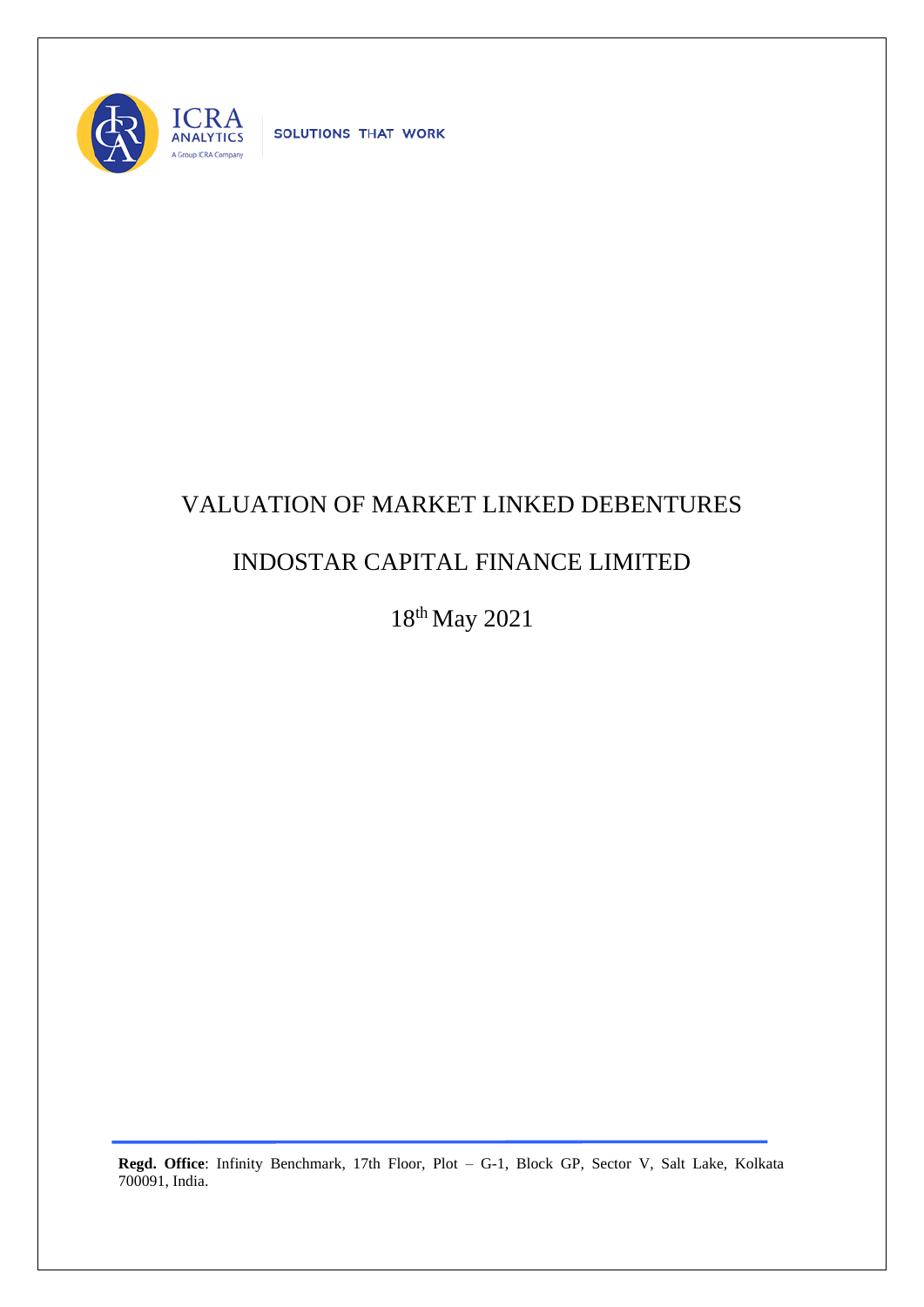ICRA ANALYTICS

A Group ICRA Company

SOLUTIONS THAT WORK

# VALUATION OF MARKET LINKED DEBENTURES

# INDOSTAR CAPITAL FINANCE LIMITED

18th May 2021

**Regd. Office**: Infinity Benchmark, 17th Floor, Plot – G-1, Block GP, Sector V, Salt Lake, Kolkata 700091, India.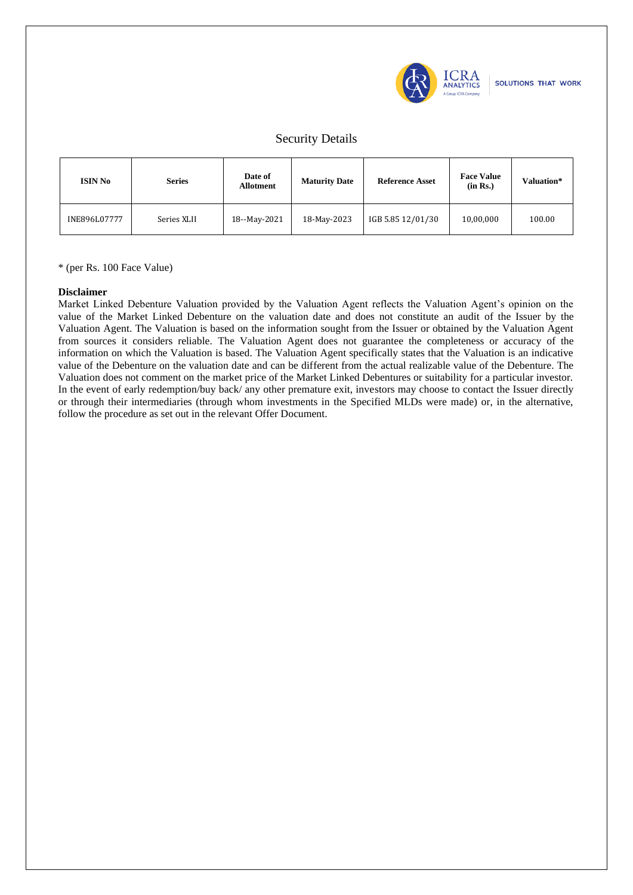## Security Details

| ISIN No | Series | Date of Allotment | Maturity Date | Reference Asset | Face Value (in Rs.) | Valuation* |
|---|---|---|---|---|---|---|
| INE896L07777 | Series XLII | 18--May-2021 | 18-May-2023 | IGB 5.85 12/01/30 | 10,00,000 | 100.00 |

* (per Rs. 100 Face Value)

**Disclaimer**
Market Linked Debenture Valuation provided by the Valuation Agent reflects the Valuation Agent's opinion on the value of the Market Linked Debenture on the valuation date and does not constitute an audit of the Issuer by the Valuation Agent. The Valuation is based on the information sought from the Issuer or obtained by the Valuation Agent from sources it considers reliable. The Valuation Agent does not guarantee the completeness or accuracy of the information on which the Valuation is based. The Valuation Agent specifically states that the Valuation is an indicative value of the Debenture on the valuation date and can be different from the actual realizable value of the Debenture. The Valuation does not comment on the market price of the Market Linked Debentures or suitability for a particular investor. In the event of early redemption/buy back/ any other premature exit, investors may choose to contact the Issuer directly or through their intermediaries (through whom investments in the Specified MLDs were made) or, in the alternative, follow the procedure as set out in the relevant Offer Document.